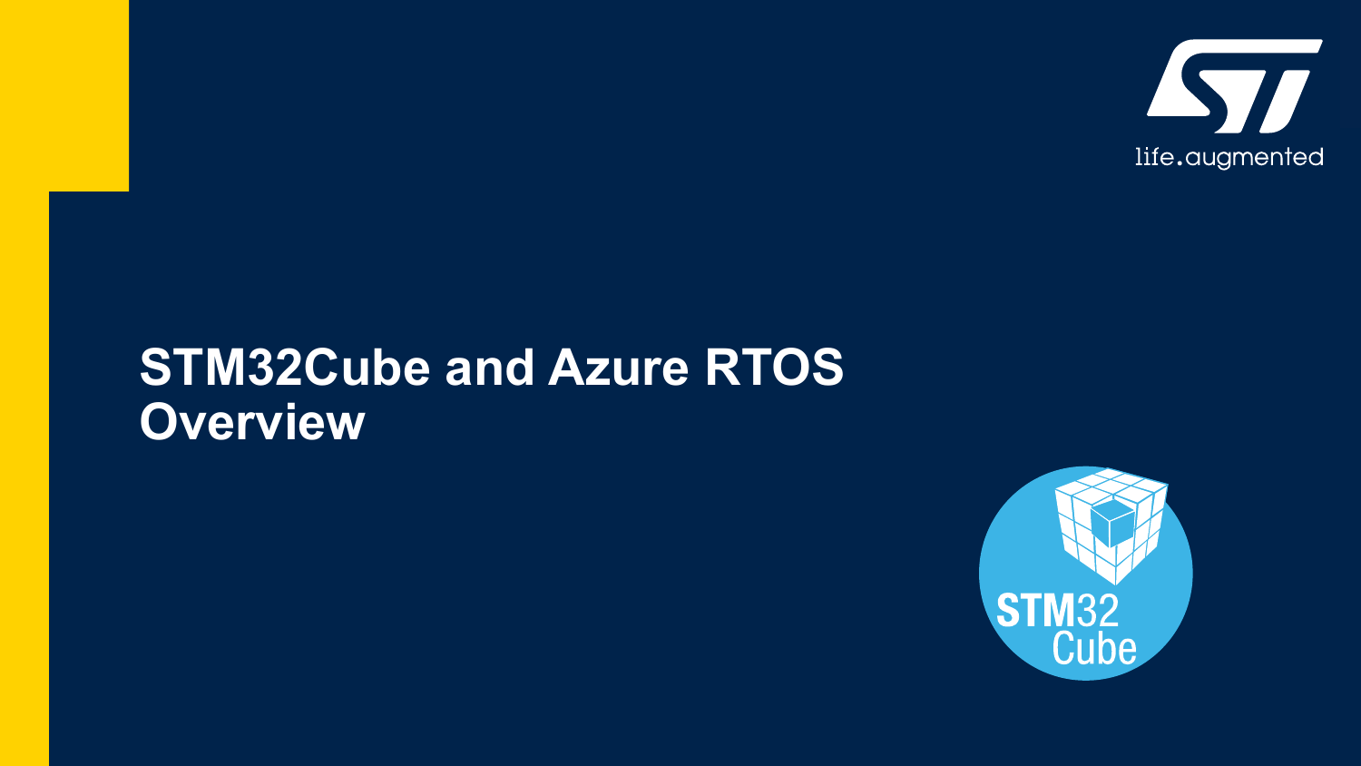# STM32Cube and Azure RTOS Overview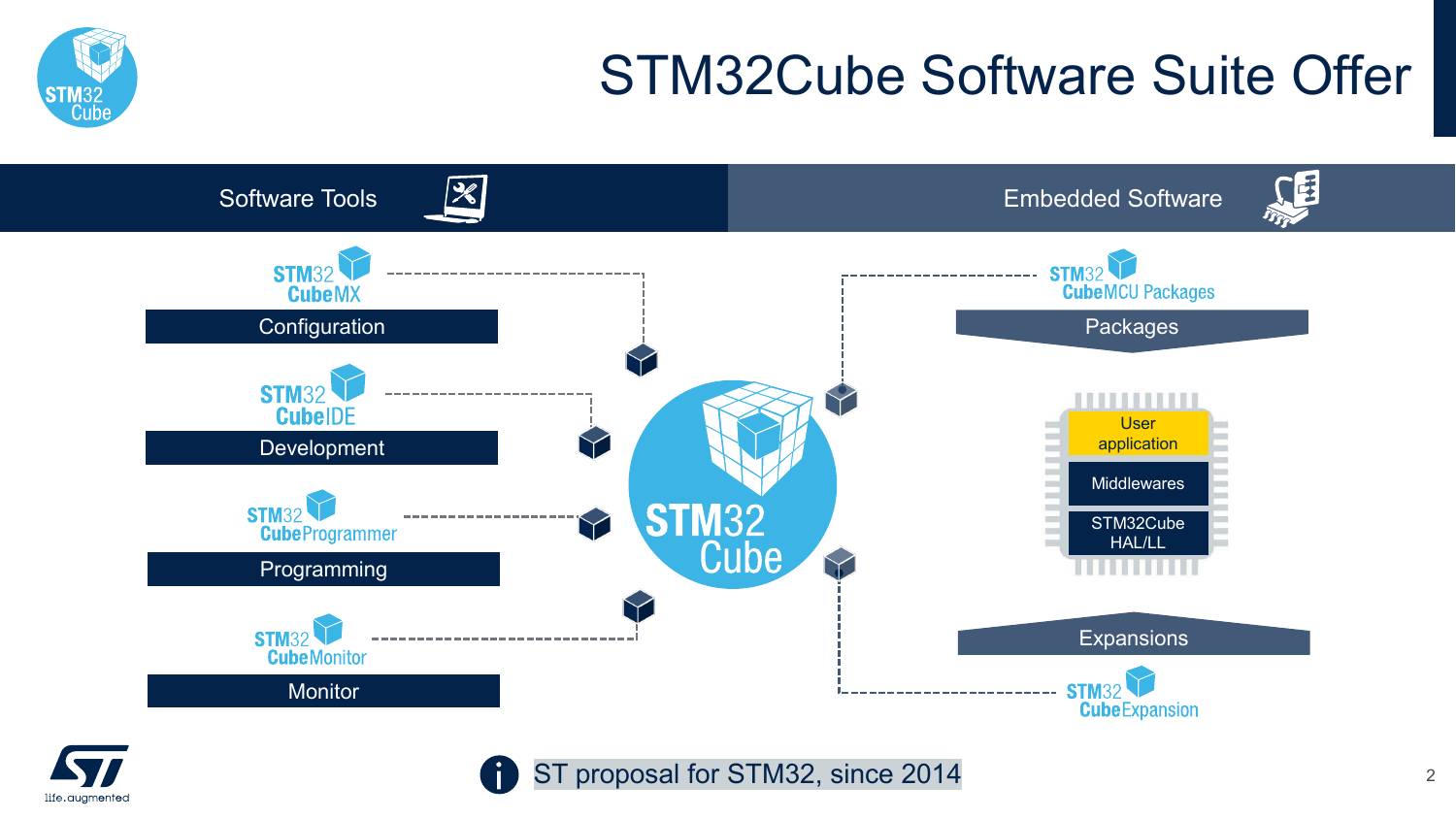# STM32Cube Software Suite Offer

## Software Tools

- **STM32 CubeMX** — Configuration
- **STM32 CubeIDE** — Development
- **STM32 CubeProgrammer** — Programming
- **STM32 CubeMonitor** — Monitor

## Embedded Software

- **STM32 CubeMCU Packages** — Packages
  - User application
  - Middlewares
  - STM32Cube HAL/LL
- **STM32 CubeExpansion** — Expansions

STM32 Cube

ST proposal for STM32, since 2014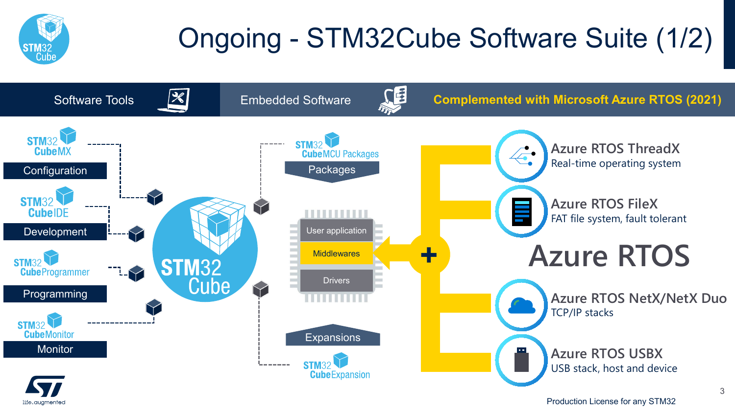# Ongoing - STM32Cube Software Suite (1/2)

Software Tools | Embedded Software | **Complemented with Microsoft Azure RTOS (2021)**

**Software Tools**

- STM32CubeMX – Configuration
- STM32CubeIDE – Development
- STM32CubeProgrammer – Programming
- STM32CubeMonitor – Monitor

**STM32Cube**

**Embedded Software**

- STM32CubeMCU Packages – Packages
  - User application
  - Middlewares
  - Drivers
- STM32CubeExpansion – Expansions

**Azure RTOS**

- **Azure RTOS ThreadX** – Real-time operating system
- **Azure RTOS FileX** – FAT file system, fault tolerant
- **Azure RTOS NetX/NetX Duo** – TCP/IP stacks
- **Azure RTOS USBX** – USB stack, host and device

Production License for any STM32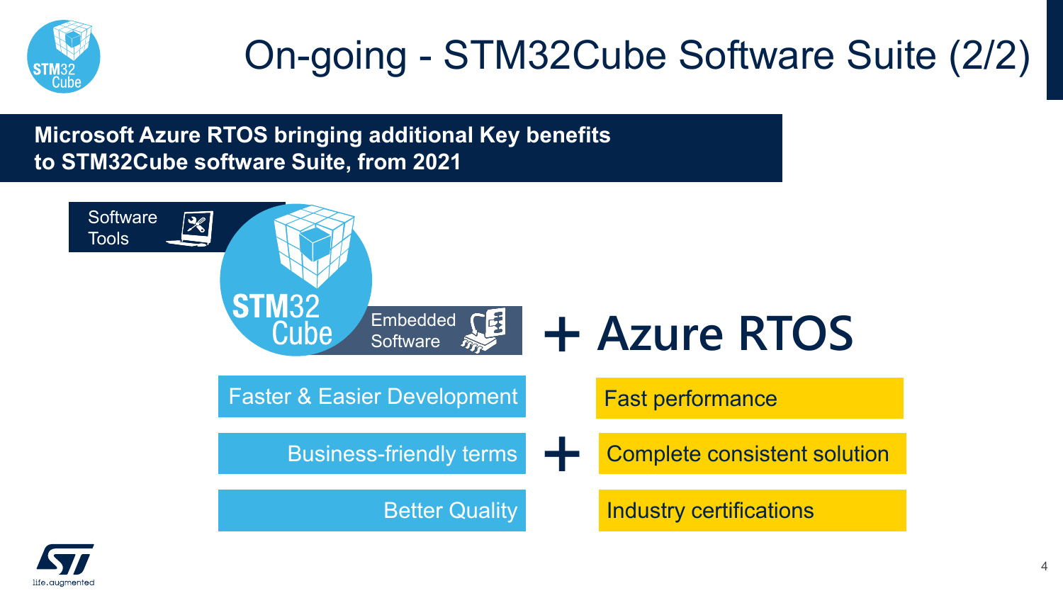# On-going - STM32Cube Software Suite (2/2)

**Microsoft Azure RTOS bringing additional Key benefits to STM32Cube software Suite, from 2021**

Software Tools

STM32 Cube

Embedded Software

**+ Azure RTOS**

| STM32Cube | | Azure RTOS |
|---|---|---|
| Faster & Easier Development | | Fast performance |
| Business-friendly terms | + | Complete consistent solution |
| Better Quality | | Industry certifications |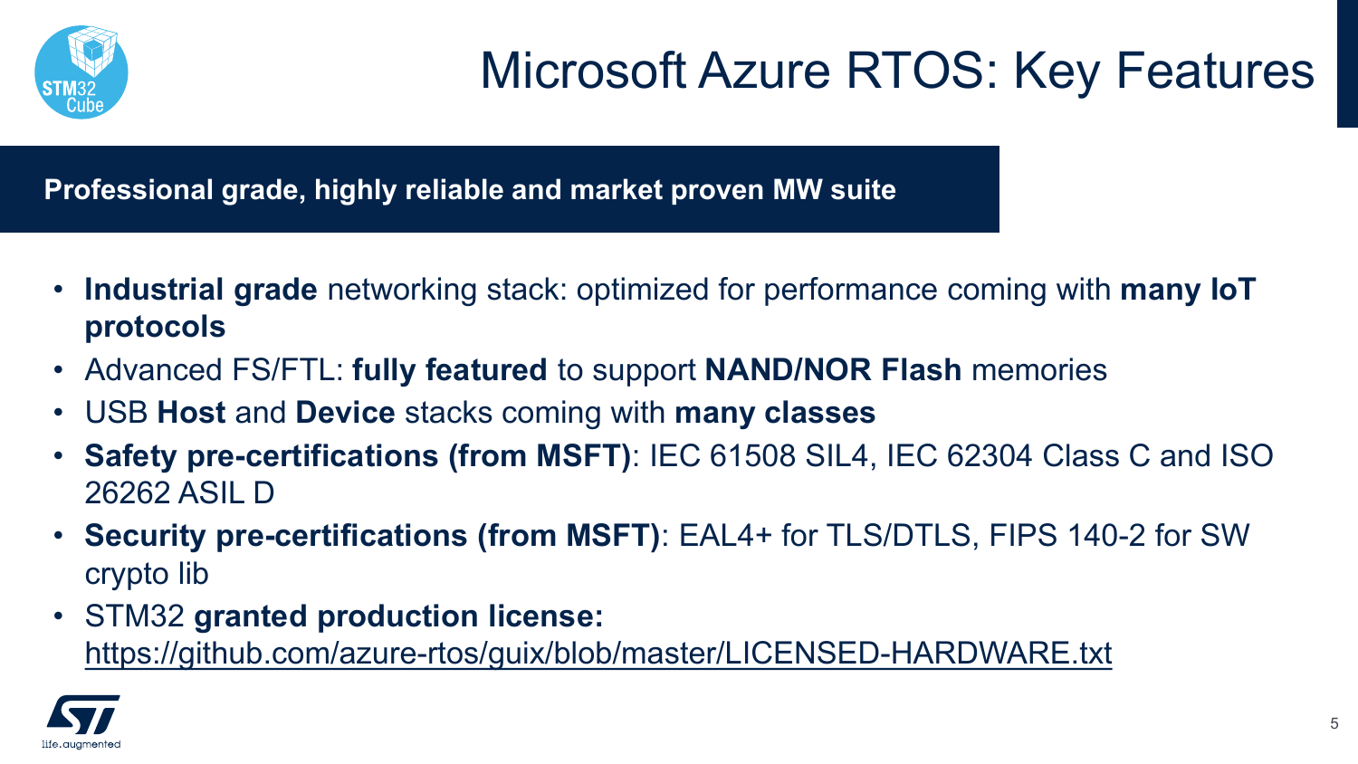# Microsoft Azure RTOS: Key Features

**Professional grade, highly reliable and market proven MW suite**

- **Industrial grade** networking stack: optimized for performance coming with **many IoT protocols**
- Advanced FS/FTL: **fully featured** to support **NAND/NOR Flash** memories
- USB **Host** and **Device** stacks coming with **many classes**
- **Safety pre-certifications (from MSFT)**: IEC 61508 SIL4, IEC 62304 Class C and ISO 26262 ASIL D
- **Security pre-certifications (from MSFT)**: EAL4+ for TLS/DTLS, FIPS 140-2 for SW crypto lib
- STM32 **granted production license:** https://github.com/azure-rtos/guix/blob/master/LICENSED-HARDWARE.txt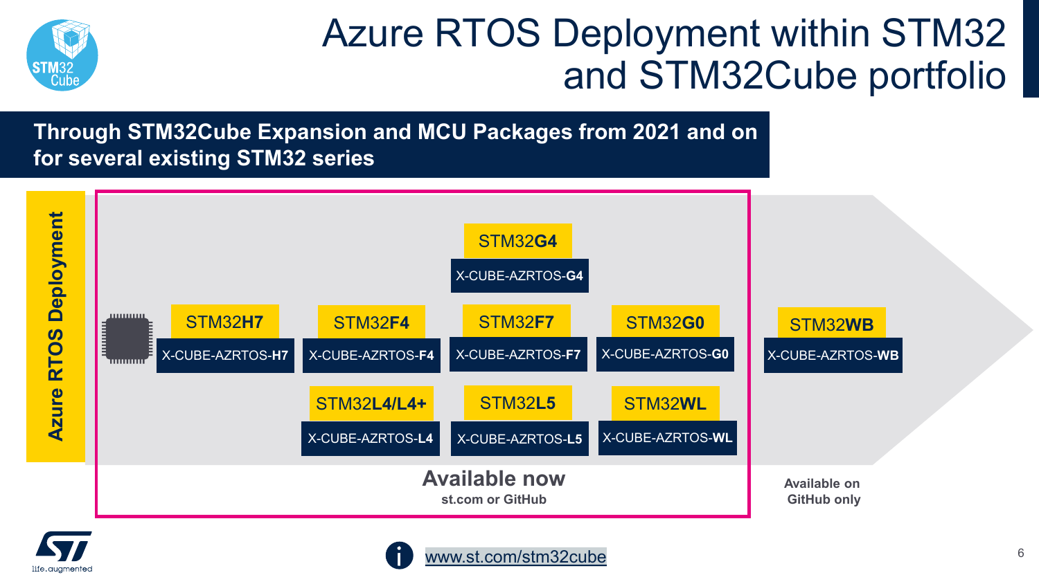# Azure RTOS Deployment within STM32 and STM32Cube portfolio

**Through STM32Cube Expansion and MCU Packages from 2021 and on for several existing STM32 series**

**Azure RTOS Deployment**

**Available now** (st.com or GitHub):

| STM32 series | Expansion package |
| --- | --- |
| STM32**G4** | X-CUBE-AZRTOS-**G4** |
| STM32**H7** | X-CUBE-AZRTOS-**H7** |
| STM32**F4** | X-CUBE-AZRTOS-**F4** |
| STM32**F7** | X-CUBE-AZRTOS-**F7** |
| STM32**G0** | X-CUBE-AZRTOS-**G0** |
| STM32**L4/L4+** | X-CUBE-AZRTOS-**L4** |
| STM32**L5** | X-CUBE-AZRTOS-**L5** |
| STM32**WL** | X-CUBE-AZRTOS-**WL** |

**Available on GitHub only**:

| STM32 series | Expansion package |
| --- | --- |
| STM32**WB** | X-CUBE-AZRTOS-**WB** |

www.st.com/stm32cube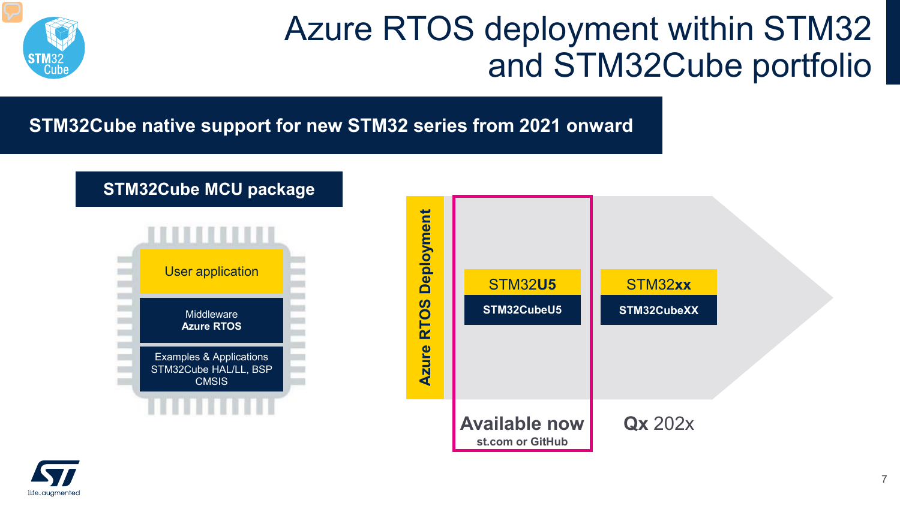# Azure RTOS deployment within STM32 and STM32Cube portfolio

**STM32Cube native support for new STM32 series from 2021 onward**

**STM32Cube MCU package**

- User application
- Middleware **Azure RTOS**
- Examples & Applications STM32Cube HAL/LL, BSP CMSIS

**Azure RTOS Deployment**

| STM32**U5** | STM32**xx** |
|---|---|
| **STM32CubeU5** | **STM32CubeXX** |
| **Available now** st.com or GitHub | **Qx** 202x |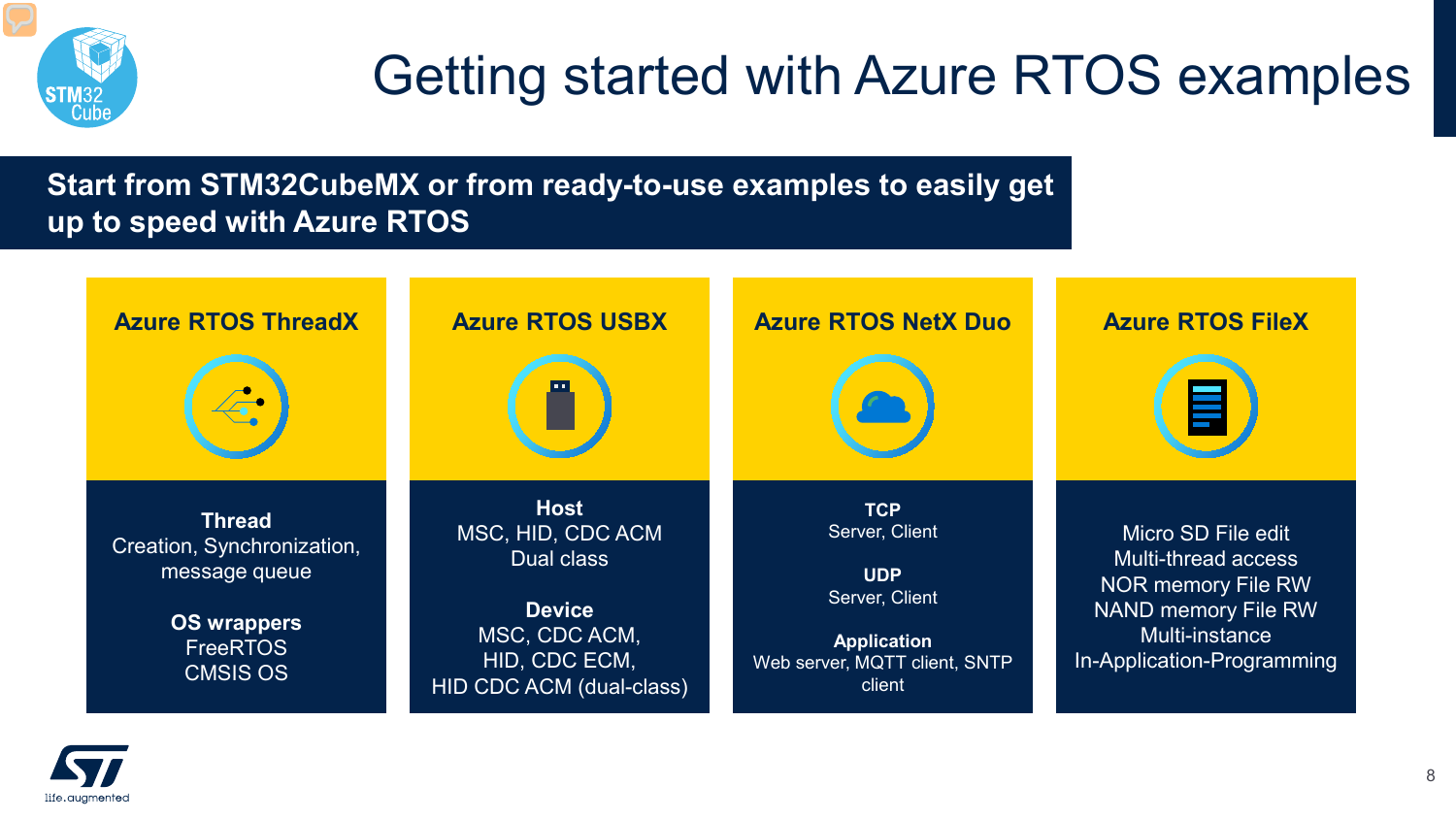# Getting started with Azure RTOS examples

**Start from STM32CubeMX or from ready-to-use examples to easily get up to speed with Azure RTOS**

## Azure RTOS ThreadX

**Thread**
Creation, Synchronization, message queue

**OS wrappers**
FreeRTOS
CMSIS OS

## Azure RTOS USBX

**Host**
MSC, HID, CDC ACM
Dual class

**Device**
MSC, CDC ACM,
HID, CDC ECM,
HID CDC ACM (dual-class)

## Azure RTOS NetX Duo

**TCP**
Server, Client

**UDP**
Server, Client

**Application**
Web server, MQTT client, SNTP client

## Azure RTOS FileX

Micro SD File edit
Multi-thread access
NOR memory File RW
NAND memory File RW
Multi-instance
In-Application-Programming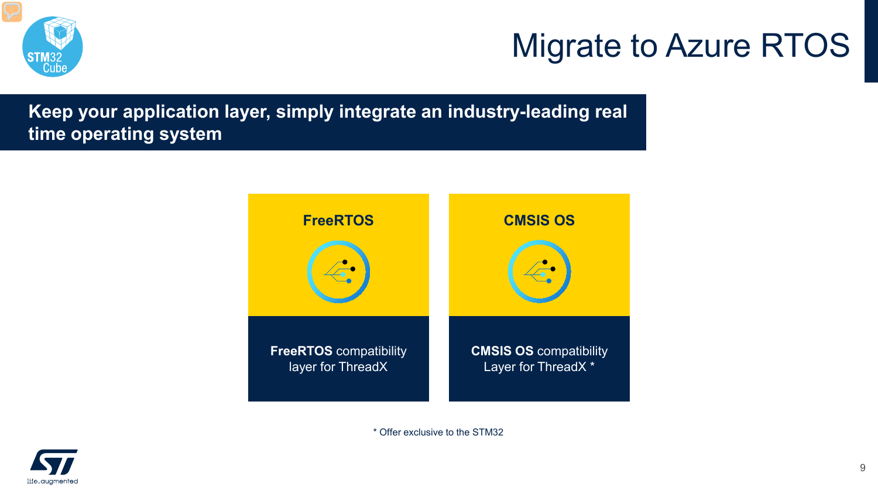# Migrate to Azure RTOS

**Keep your application layer, simply integrate an industry-leading real time operating system**

## FreeRTOS

**FreeRTOS** compatibility layer for ThreadX

## CMSIS OS

**CMSIS OS** compatibility Layer for ThreadX *

* Offer exclusive to the STM32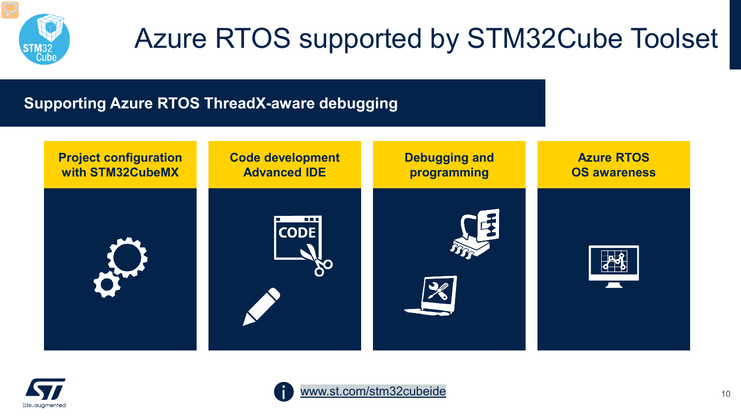# Azure RTOS supported by STM32Cube Toolset

## Supporting Azure RTOS ThreadX-aware debugging

- **Project configuration with STM32CubeMX**
- **Code development Advanced IDE**
- **Debugging and programming**
- **Azure RTOS OS awareness**

www.st.com/stm32cubeide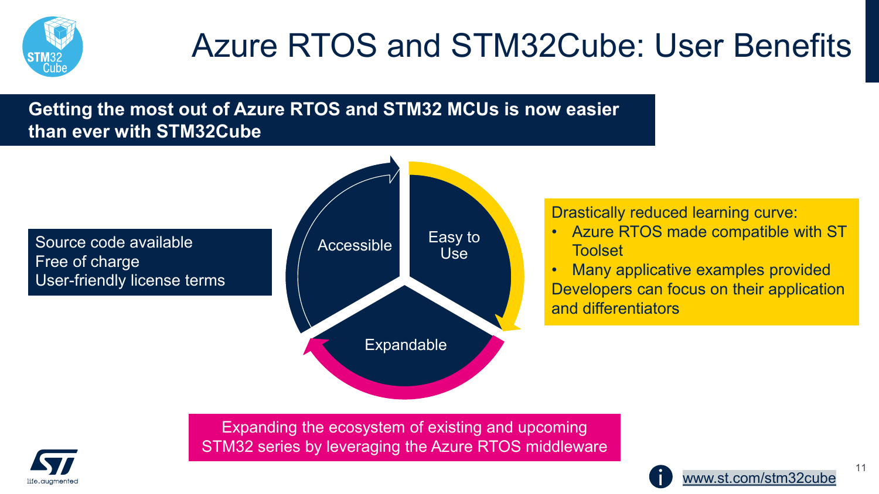# Azure RTOS and STM32Cube: User Benefits

**Getting the most out of Azure RTOS and STM32 MCUs is now easier than ever with STM32Cube**

Source code available
Free of charge
User-friendly license terms

Accessible

Easy to Use

Expandable

Drastically reduced learning curve:

- Azure RTOS made compatible with ST Toolset
- Many applicative examples provided

Developers can focus on their application and differentiators

Expanding the ecosystem of existing and upcoming STM32 series by leveraging the Azure RTOS middleware

www.st.com/stm32cube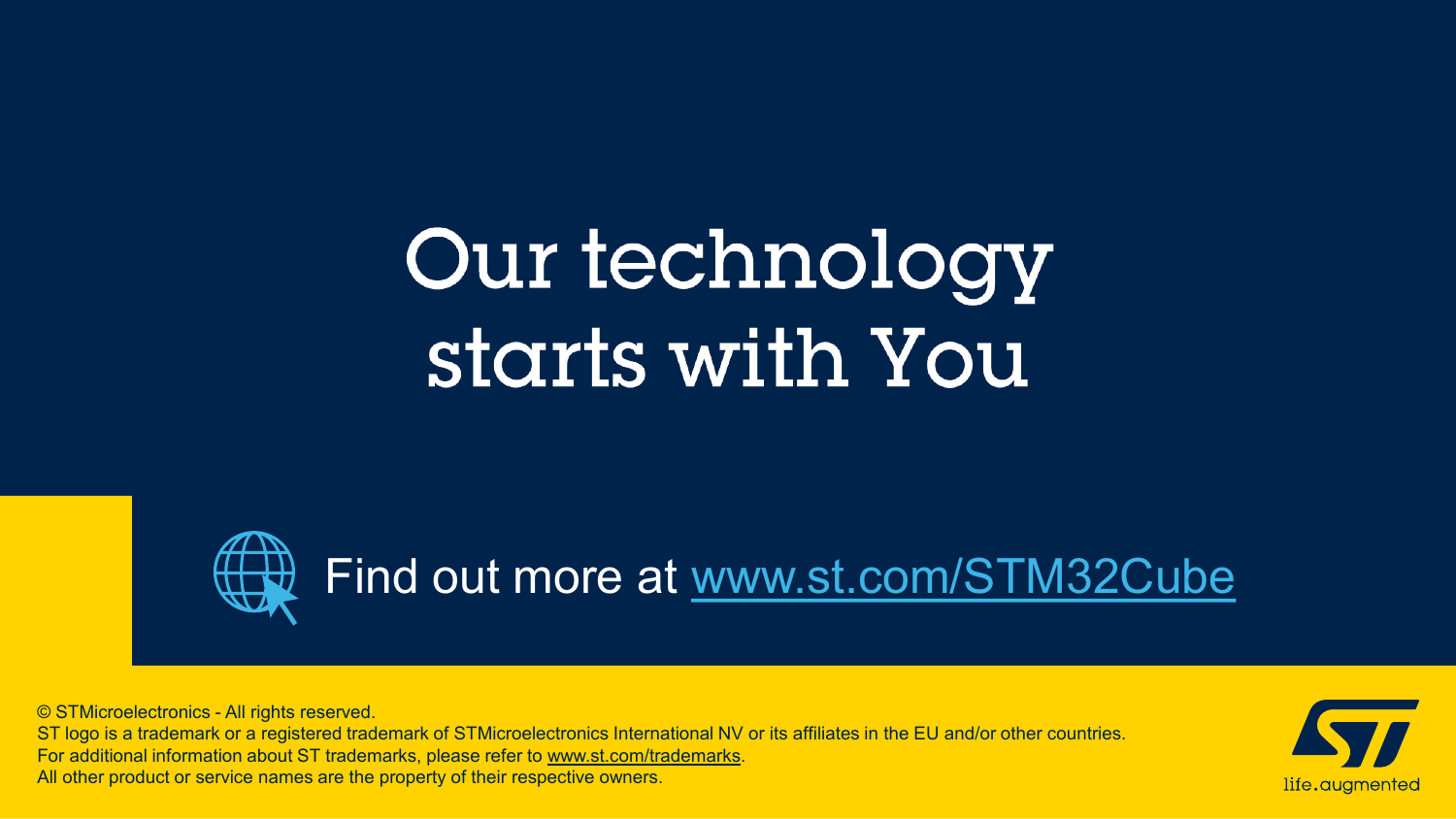# Our technology starts with You

Find out more at www.st.com/STM32Cube

© STMicroelectronics - All rights reserved.
ST logo is a trademark or a registered trademark of STMicroelectronics International NV or its affiliates in the EU and/or other countries.
For additional information about ST trademarks, please refer to www.st.com/trademarks.
All other product or service names are the property of their respective owners.

life.augmented